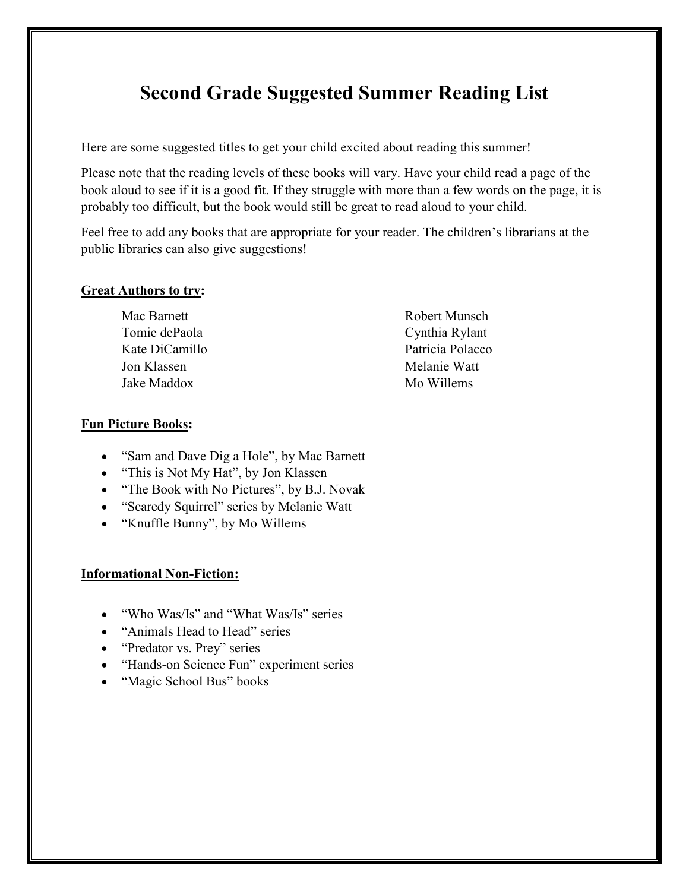# Second Grade Suggested Summer Reading List

Here are some suggested titles to get your child excited about reading this summer!

Please note that the reading levels of these books will vary. Have your child read a page of the book aloud to see if it is a good fit. If they struggle with more than a few words on the page, it is probably too difficult, but the book would still be great to read aloud to your child.

Feel free to add any books that are appropriate for your reader. The children's librarians at the public libraries can also give suggestions!

**Great Authors to try:**

Mac Barnett
Tomie dePaola
Kate DiCamillo
Jon Klassen
Jake Maddox
Robert Munsch
Cynthia Rylant
Patricia Polacco
Melanie Watt
Mo Willems

**Fun Picture Books:**

- "Sam and Dave Dig a Hole", by Mac Barnett
- "This is Not My Hat", by Jon Klassen
- "The Book with No Pictures", by B.J. Novak
- "Scaredy Squirrel" series by Melanie Watt
- "Knuffle Bunny", by Mo Willems

**Informational Non-Fiction:**

- "Who Was/Is" and "What Was/Is" series
- "Animals Head to Head" series
- "Predator vs. Prey" series
- "Hands-on Science Fun" experiment series
- "Magic School Bus" books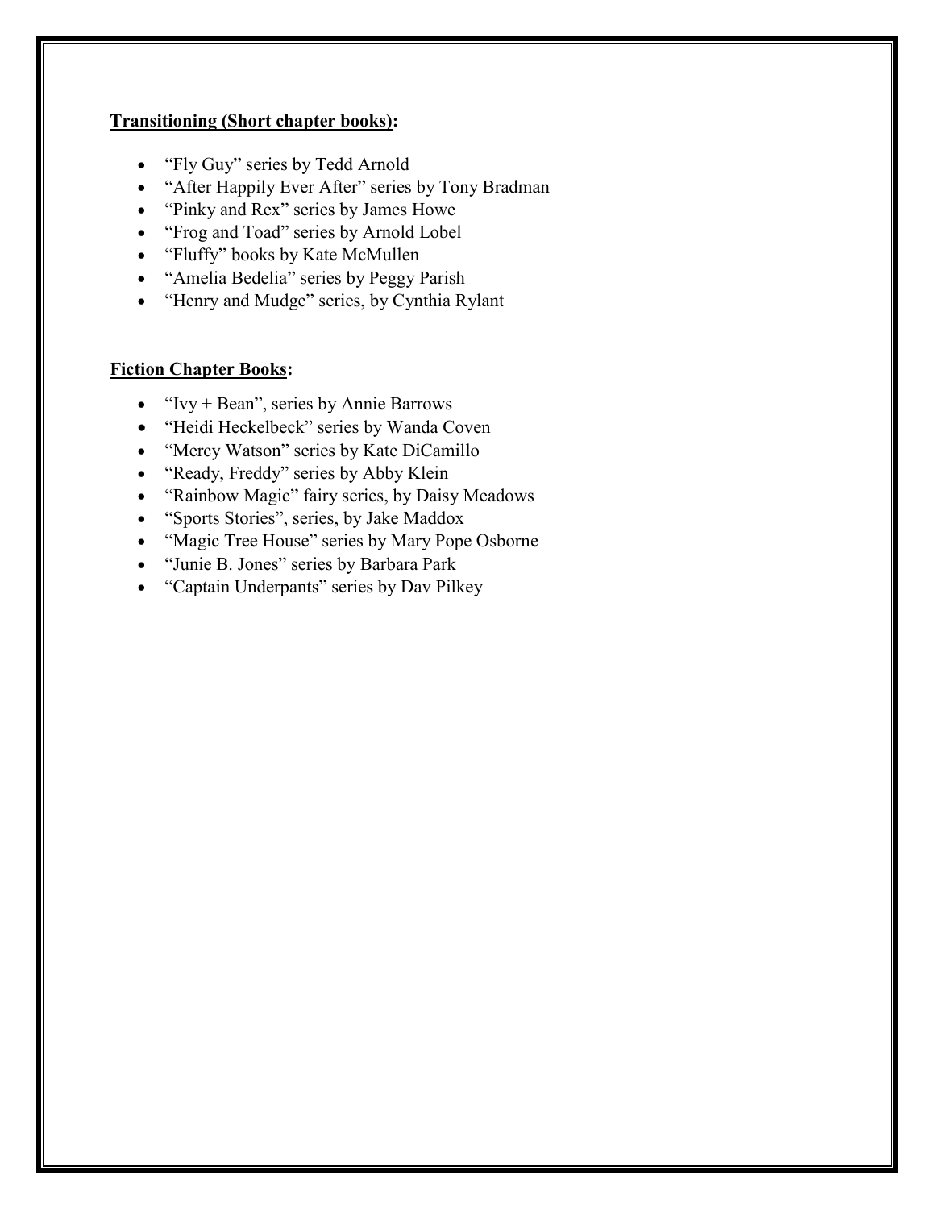**<u>Transitioning (Short chapter books)</u>:**

- "Fly Guy" series by Tedd Arnold
- "After Happily Ever After" series by Tony Bradman
- "Pinky and Rex" series by James Howe
- "Frog and Toad" series by Arnold Lobel
- "Fluffy" books by Kate McMullen
- "Amelia Bedelia" series by Peggy Parish
- "Henry and Mudge" series, by Cynthia Rylant

**<u>Fiction Chapter Books</u>:**

- "Ivy + Bean", series by Annie Barrows
- "Heidi Heckelbeck" series by Wanda Coven
- "Mercy Watson" series by Kate DiCamillo
- "Ready, Freddy" series by Abby Klein
- "Rainbow Magic" fairy series, by Daisy Meadows
- "Sports Stories", series, by Jake Maddox
- "Magic Tree House" series by Mary Pope Osborne
- "Junie B. Jones" series by Barbara Park
- "Captain Underpants" series by Dav Pilkey